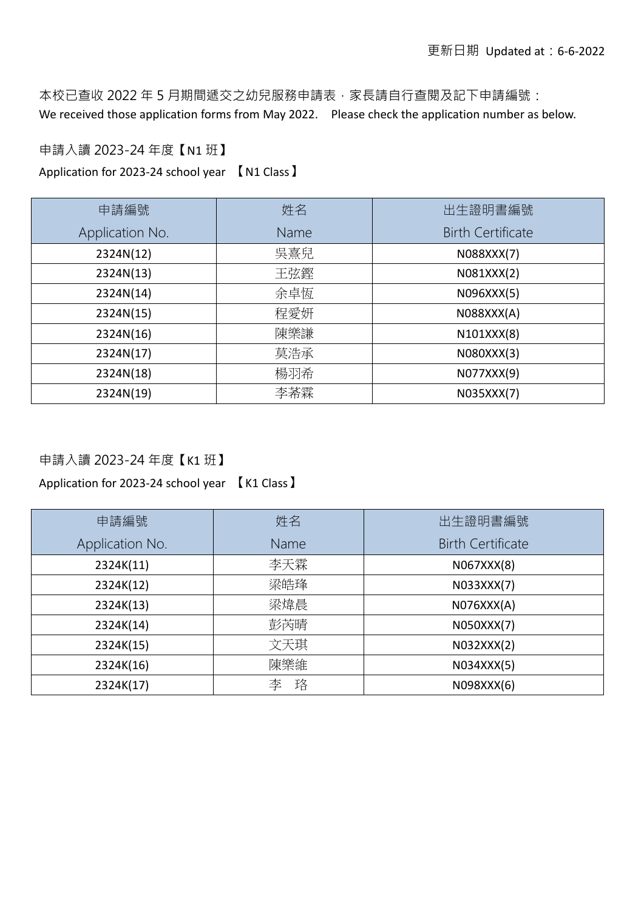更新日期 Updated at：6-6-2022

本校已查收 2022 年 5 月期間遞交之幼兒服務申請表，家長請自行查閱及記下申請編號：
We received those application forms from May 2022. Please check the application number as below.

申請入讀 2023-24 年度【N1 班】
Application for 2023-24 school year 【N1 Class】

| 申請編號 Application No. | 姓名 Name | 出生證明書編號 Birth Certificate |
|---|---|---|
| 2324N(12) | 吳熹兒 | N088XXX(7) |
| 2324N(13) | 王弦鏗 | N081XXX(2) |
| 2324N(14) | 余卓恆 | N096XXX(5) |
| 2324N(15) | 程愛妍 | N088XXX(A) |
| 2324N(16) | 陳樂謙 | N101XXX(8) |
| 2324N(17) | 莫浩承 | N080XXX(3) |
| 2324N(18) | 楊羽希 | N077XXX(9) |
| 2324N(19) | 李萶霖 | N035XXX(7) |

申請入讀 2023-24 年度【K1 班】
Application for 2023-24 school year 【K1 Class】

| 申請編號 Application No. | 姓名 Name | 出生證明書編號 Birth Certificate |
|---|---|---|
| 2324K(11) | 李天霖 | N067XXX(8) |
| 2324K(12) | 梁皓琒 | N033XXX(7) |
| 2324K(13) | 梁煒晨 | N076XXX(A) |
| 2324K(14) | 彭芮晴 | N050XXX(7) |
| 2324K(15) | 文天琪 | N032XXX(2) |
| 2324K(16) | 陳樂維 | N034XXX(5) |
| 2324K(17) | 李 珞 | N098XXX(6) |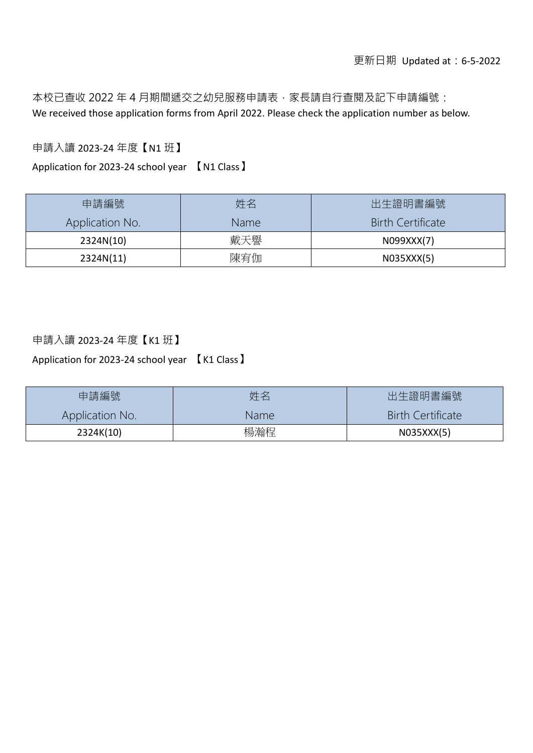更新日期 Updated at：6-5-2022

本校已查收 2022 年 4 月期間遞交之幼兒服務申請表，家長請自行查閱及記下申請編號：
We received those application forms from April 2022. Please check the application number as below.

申請入讀 2023-24 年度【N1 班】
Application for 2023-24 school year 【N1 Class】

| 申請編號 Application No. | 姓名 Name | 出生證明書編號 Birth Certificate |
|---|---|---|
| 2324N(10) | 戴天譽 | N099XXX(7) |
| 2324N(11) | 陳宥伽 | N035XXX(5) |

申請入讀 2023-24 年度【K1 班】
Application for 2023-24 school year 【K1 Class】

| 申請編號 Application No. | 姓名 Name | 出生證明書編號 Birth Certificate |
|---|---|---|
| 2324K(10) | 楊瀚程 | N035XXX(5) |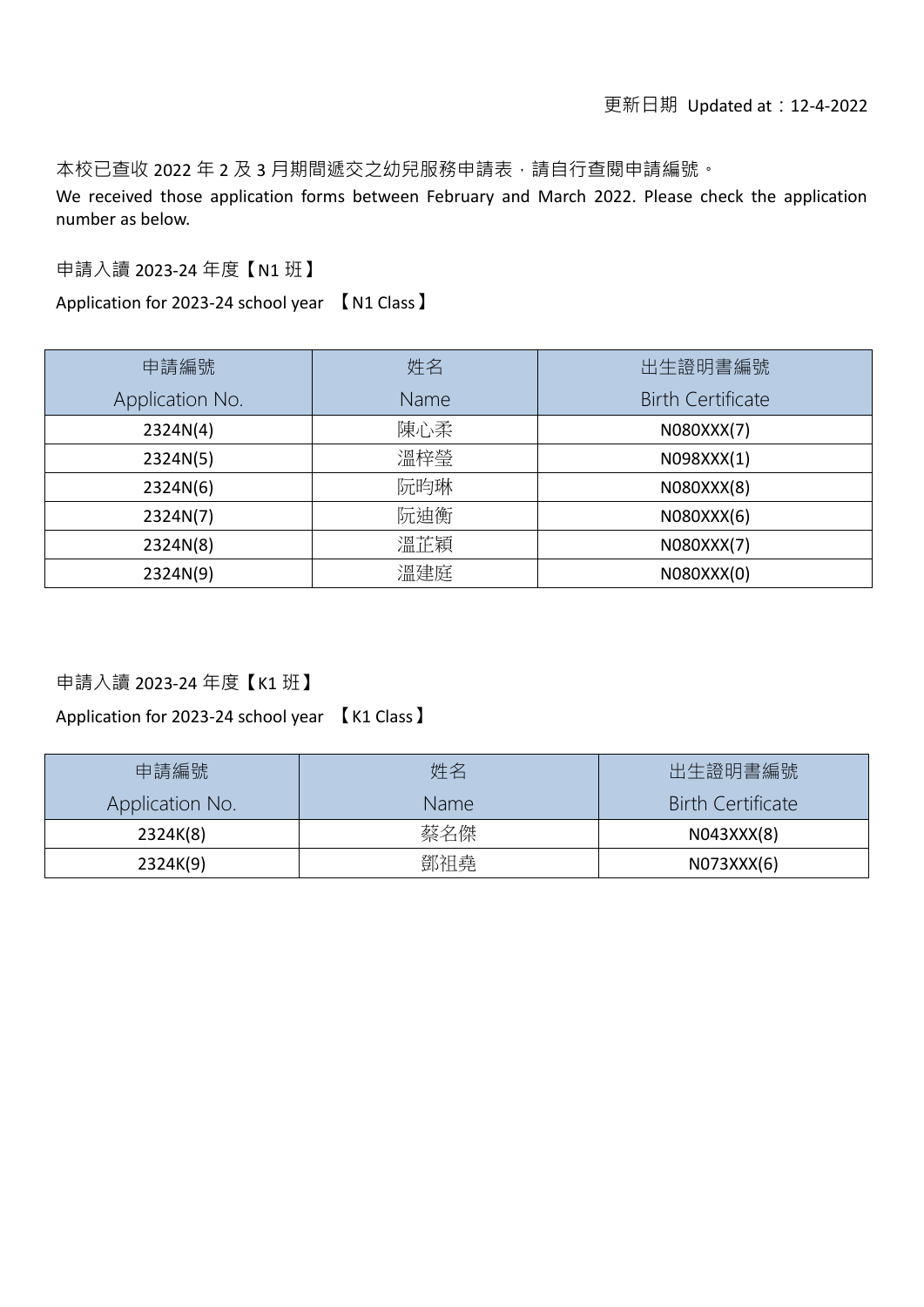更新日期 Updated at：12-4-2022

本校已查收 2022 年 2 及 3 月期間遞交之幼兒服務申請表，請自行查閱申請編號。

We received those application forms between February and March 2022. Please check the application number as below.

申請入讀 2023-24 年度【N1 班】

Application for 2023-24 school year 【N1 Class】

| 申請編號<br>Application No. | 姓名<br>Name | 出生證明書編號<br>Birth Certificate |
|---|---|---|
| 2324N(4) | 陳心柔 | N080XXX(7) |
| 2324N(5) | 溫梓瑩 | N098XXX(1) |
| 2324N(6) | 阮昀琳 | N080XXX(8) |
| 2324N(7) | 阮迪衡 | N080XXX(6) |
| 2324N(8) | 溫芷穎 | N080XXX(7) |
| 2324N(9) | 溫建庭 | N080XXX(0) |

申請入讀 2023-24 年度【K1 班】

Application for 2023-24 school year 【K1 Class】

| 申請編號<br>Application No. | 姓名<br>Name | 出生證明書編號<br>Birth Certificate |
|---|---|---|
| 2324K(8) | 蔡名傑 | N043XXX(8) |
| 2324K(9) | 鄧祖堯 | N073XXX(6) |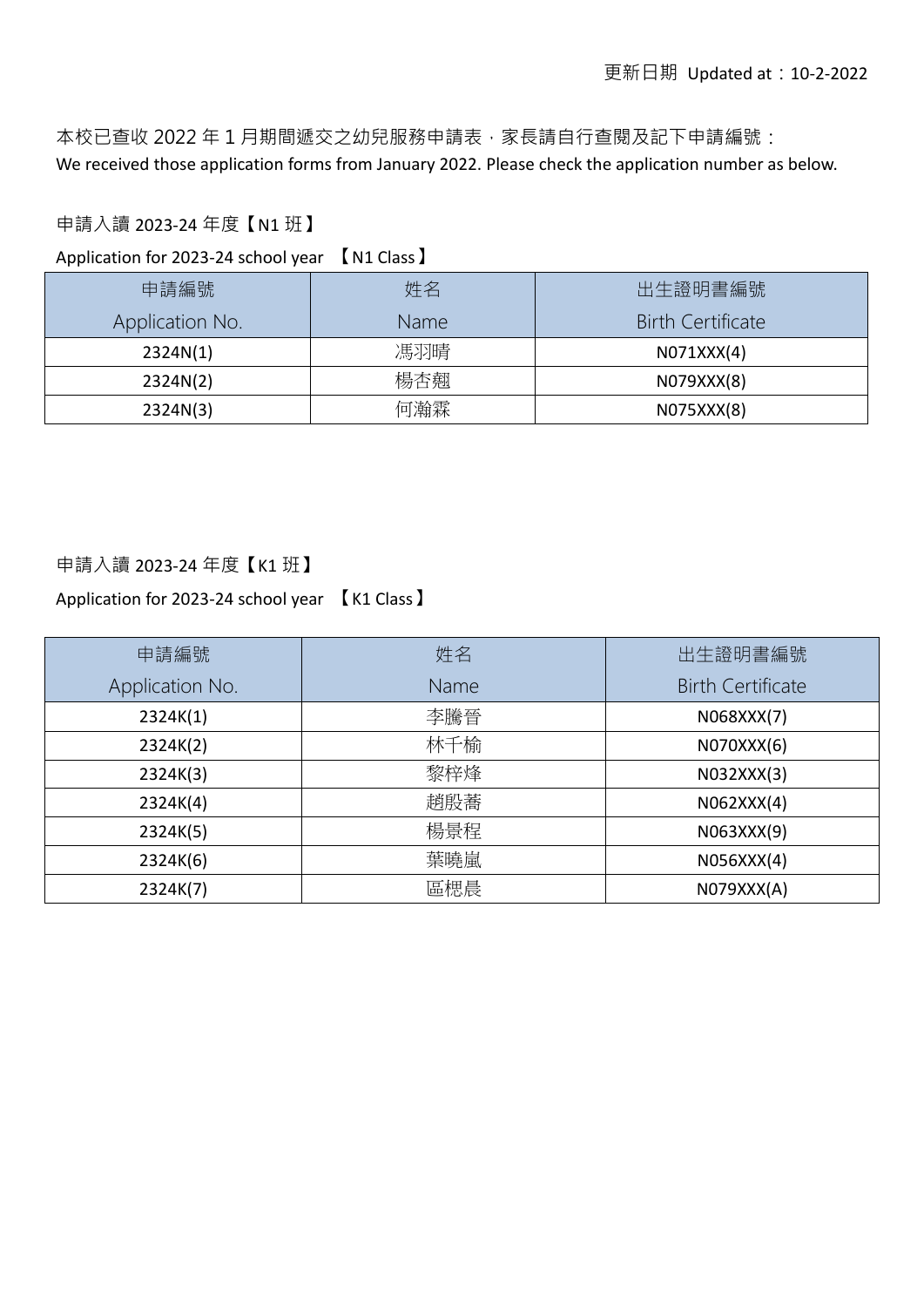更新日期 Updated at：10-2-2022

本校已查收 2022 年 1 月期間遞交之幼兒服務申請表，家長請自行查閱及記下申請編號：
We received those application forms from January 2022. Please check the application number as below.

申請入讀 2023-24 年度【N1 班】

Application for 2023-24 school year 【N1 Class】

| 申請編號<br>Application No. | 姓名<br>Name | 出生證明書編號<br>Birth Certificate |
|---|---|---|
| 2324N(1) | 馮羽晴 | N071XXX(4) |
| 2324N(2) | 楊杏翹 | N079XXX(8) |
| 2324N(3) | 何瀚霖 | N075XXX(8) |

申請入讀 2023-24 年度【K1 班】

Application for 2023-24 school year 【K1 Class】

| 申請編號<br>Application No. | 姓名<br>Name | 出生證明書編號<br>Birth Certificate |
|---|---|---|
| 2324K(1) | 李騰晉 | N068XXX(7) |
| 2324K(2) | 林千榆 | N070XXX(6) |
| 2324K(3) | 黎梓烽 | N032XXX(3) |
| 2324K(4) | 趙殷蕎 | N062XXX(4) |
| 2324K(5) | 楊景程 | N063XXX(9) |
| 2324K(6) | 葉曉嵐 | N056XXX(4) |
| 2324K(7) | 區梞晨 | N079XXX(A) |